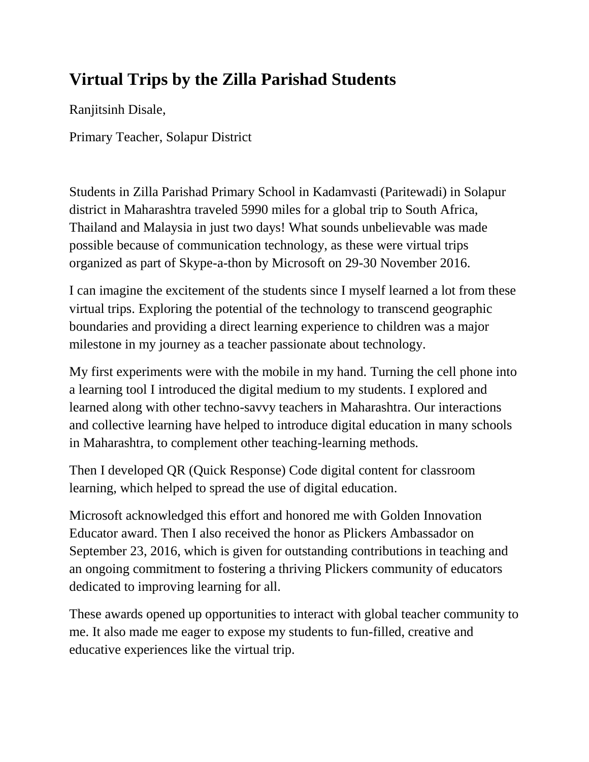# Virtual Trips by the Zilla Parishad Students

Ranjitsinh Disale,

Primary Teacher, Solapur District

Students in Zilla Parishad Primary School in Kadamvasti (Paritewadi) in Solapur district in Maharashtra traveled 5990 miles for a global trip to South Africa, Thailand and Malaysia in just two days! What sounds unbelievable was made possible because of communication technology, as these were virtual trips organized as part of Skype-a-thon by Microsoft on 29-30 November 2016.

I can imagine the excitement of the students since I myself learned a lot from these virtual trips. Exploring the potential of the technology to transcend geographic boundaries and providing a direct learning experience to children was a major milestone in my journey as a teacher passionate about technology.

My first experiments were with the mobile in my hand. Turning the cell phone into a learning tool I introduced the digital medium to my students. I explored and learned along with other techno-savvy teachers in Maharashtra. Our interactions and collective learning have helped to introduce digital education in many schools in Maharashtra, to complement other teaching-learning methods.

Then I developed QR (Quick Response) Code digital content for classroom learning, which helped to spread the use of digital education.

Microsoft acknowledged this effort and honored me with Golden Innovation Educator award. Then I also received the honor as Plickers Ambassador on September 23, 2016, which is given for outstanding contributions in teaching and an ongoing commitment to fostering a thriving Plickers community of educators dedicated to improving learning for all.

These awards opened up opportunities to interact with global teacher community to me. It also made me eager to expose my students to fun-filled, creative and educative experiences like the virtual trip.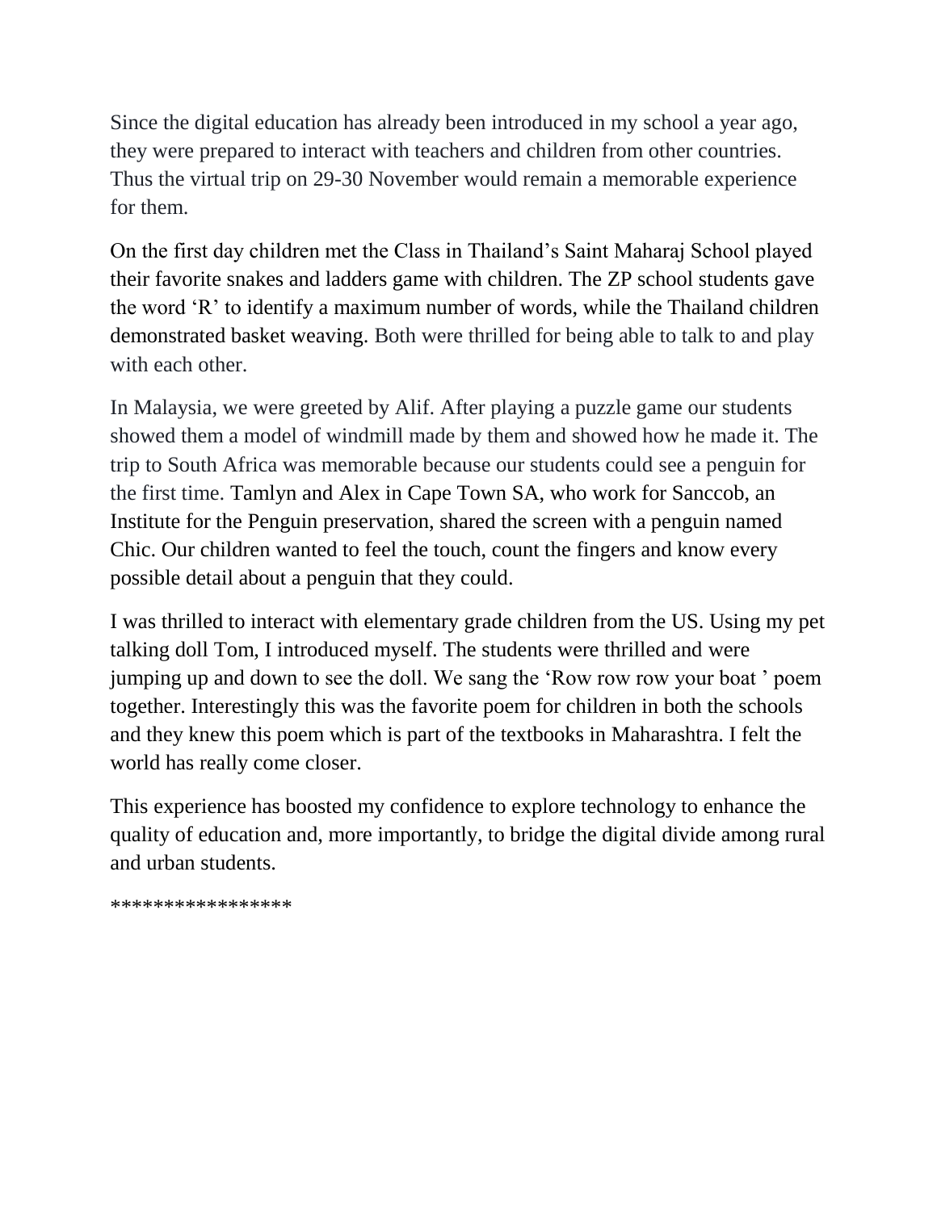Since the digital education has already been introduced in my school a year ago, they were prepared to interact with teachers and children from other countries. Thus the virtual trip on 29-30 November would remain a memorable experience for them.

On the first day children met the Class in Thailand's Saint Maharaj School played their favorite snakes and ladders game with children. The ZP school students gave the word 'R' to identify a maximum number of words, while the Thailand children demonstrated basket weaving. Both were thrilled for being able to talk to and play with each other.

In Malaysia, we were greeted by Alif. After playing a puzzle game our students showed them a model of windmill made by them and showed how he made it. The trip to South Africa was memorable because our students could see a penguin for the first time. Tamlyn and Alex in Cape Town SA, who work for Sanccob, an Institute for the Penguin preservation, shared the screen with a penguin named Chic. Our children wanted to feel the touch, count the fingers and know every possible detail about a penguin that they could.

I was thrilled to interact with elementary grade children from the US. Using my pet talking doll Tom, I introduced myself. The students were thrilled and were jumping up and down to see the doll. We sang the 'Row row row your boat ' poem together. Interestingly this was the favorite poem for children in both the schools and they knew this poem which is part of the textbooks in Maharashtra. I felt the world has really come closer.

This experience has boosted my confidence to explore technology to enhance the quality of education and, more importantly, to bridge the digital divide among rural and urban students.

****************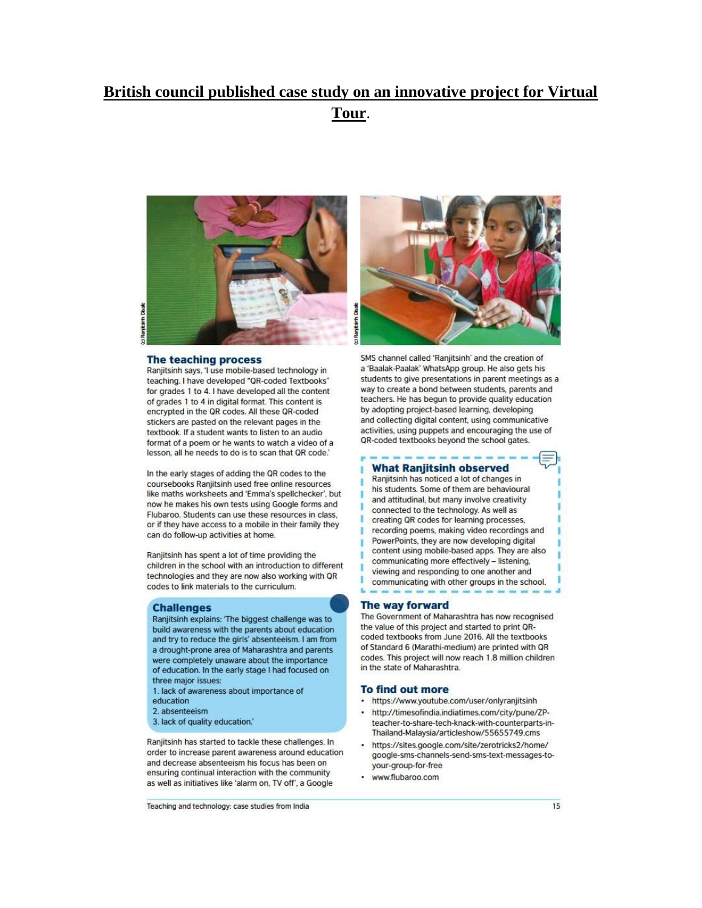# British council published case study on an innovative project for Virtual Tour.

(c) Ranjitsinh Disale

(c) Ranjitsinh Disale

## The teaching process

Ranjitsinh says, 'I use mobile-based technology in teaching. I have developed "QR-coded Textbooks" for grades 1 to 4. I have developed all the content of grades 1 to 4 in digital format. This content is encrypted in the QR codes. All these QR-coded stickers are pasted on the relevant pages in the textbook. If a student wants to listen to an audio format of a poem or he wants to watch a video of a lesson, all he needs to do is to scan that QR code.'

In the early stages of adding the QR codes to the coursebooks Ranjitsinh used free online resources like maths worksheets and 'Emma's spellchecker', but now he makes his own tests using Google forms and Flubaroo. Students can use these resources in class, or if they have access to a mobile in their family they can do follow-up activities at home.

Ranjitsinh has spent a lot of time providing the children in the school with an introduction to different technologies and they are now also working with QR codes to link materials to the curriculum.

## Challenges

Ranjitsinh explains: 'The biggest challenge was to build awareness with the parents about education and try to reduce the girls' absenteeism. I am from a drought-prone area of Maharashtra and parents were completely unaware about the importance of education. In the early stage I had focused on three major issues:

1. lack of awareness about importance of education
2. absenteeism
3. lack of quality education.'

Ranjitsinh has started to tackle these challenges. In order to increase parent awareness around education and decrease absenteeism his focus has been on ensuring continual interaction with the community as well as initiatives like 'alarm on, TV off', a Google SMS channel called 'Ranjitsinh' and the creation of a 'Baalak-Paalak' WhatsApp group. He also gets his students to give presentations in parent meetings as a way to create a bond between students, parents and teachers. He has begun to provide quality education by adopting project-based learning, developing and collecting digital content, using communicative activities, using puppets and encouraging the use of QR-coded textbooks beyond the school gates.

## What Ranjitsinh observed

Ranjitsinh has noticed a lot of changes in his students. Some of them are behavioural and attitudinal, but many involve creativity connected to the technology. As well as creating QR codes for learning processes, recording poems, making video recordings and PowerPoints, they are now developing digital content using mobile-based apps. They are also communicating more effectively – listening, viewing and responding to one another and communicating with other groups in the school.

## The way forward

The Government of Maharashtra has now recognised the value of this project and started to print QR-coded textbooks from June 2016. All the textbooks of Standard 6 (Marathi-medium) are printed with QR codes. This project will now reach 1.8 million children in the state of Maharashtra.

## To find out more

- https://www.youtube.com/user/onlyranjitsinh
- http://timesofindia.indiatimes.com/city/pune/ZP-teacher-to-share-tech-knack-with-counterparts-in-Thailand-Malaysia/articleshow/55655749.cms
- https://sites.google.com/site/zerotricks2/home/google-sms-channels-send-sms-text-messages-to-your-group-for-free
- www.flubaroo.com